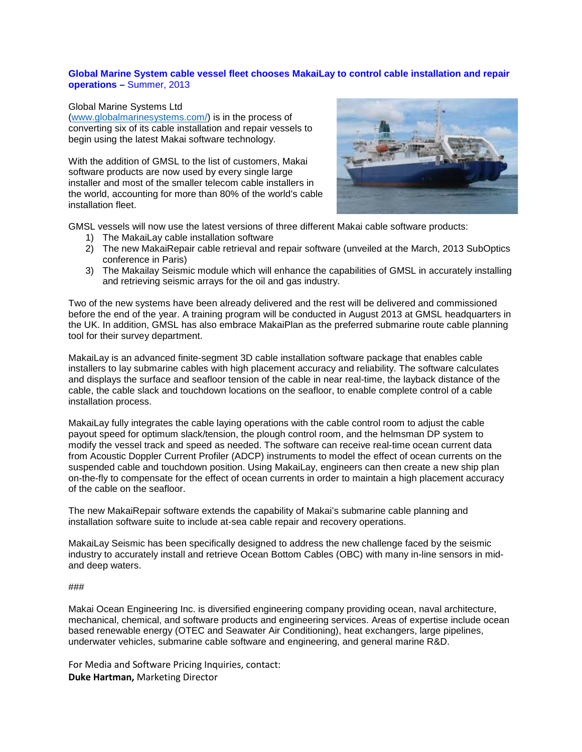**Global Marine System cable vessel fleet chooses MakaiLay to control cable installation and repair operations –** Summer, 2013

Global Marine Systems Ltd (www.globalmarinesystems.com/) is in the process of converting six of its cable installation and repair vessels to begin using the latest Makai software technology.

With the addition of GMSL to the list of customers, Makai software products are now used by every single large installer and most of the smaller telecom cable installers in the world, accounting for more than 80% of the world's cable installation fleet.

GMSL vessels will now use the latest versions of three different Makai cable software products:

1) The MakaiLay cable installation software
2) The new MakaiRepair cable retrieval and repair software (unveiled at the March, 2013 SubOptics conference in Paris)
3) The Makailay Seismic module which will enhance the capabilities of GMSL in accurately installing and retrieving seismic arrays for the oil and gas industry.

Two of the new systems have been already delivered and the rest will be delivered and commissioned before the end of the year. A training program will be conducted in August 2013 at GMSL headquarters in the UK. In addition, GMSL has also embrace MakaiPlan as the preferred submarine route cable planning tool for their survey department.

MakaiLay is an advanced finite-segment 3D cable installation software package that enables cable installers to lay submarine cables with high placement accuracy and reliability. The software calculates and displays the surface and seafloor tension of the cable in near real-time, the layback distance of the cable, the cable slack and touchdown locations on the seafloor, to enable complete control of a cable installation process.

MakaiLay fully integrates the cable laying operations with the cable control room to adjust the cable payout speed for optimum slack/tension, the plough control room, and the helmsman DP system to modify the vessel track and speed as needed. The software can receive real-time ocean current data from Acoustic Doppler Current Profiler (ADCP) instruments to model the effect of ocean currents on the suspended cable and touchdown position. Using MakaiLay, engineers can then create a new ship plan on-the-fly to compensate for the effect of ocean currents in order to maintain a high placement accuracy of the cable on the seafloor.

The new MakaiRepair software extends the capability of Makai's submarine cable planning and installation software suite to include at-sea cable repair and recovery operations.

MakaiLay Seismic has been specifically designed to address the new challenge faced by the seismic industry to accurately install and retrieve Ocean Bottom Cables (OBC) with many in-line sensors in mid- and deep waters.

###

Makai Ocean Engineering Inc. is diversified engineering company providing ocean, naval architecture, mechanical, chemical, and software products and engineering services. Areas of expertise include ocean based renewable energy (OTEC and Seawater Air Conditioning), heat exchangers, large pipelines, underwater vehicles, submarine cable software and engineering, and general marine R&D.

For Media and Software Pricing Inquiries, contact:
**Duke Hartman,** Marketing Director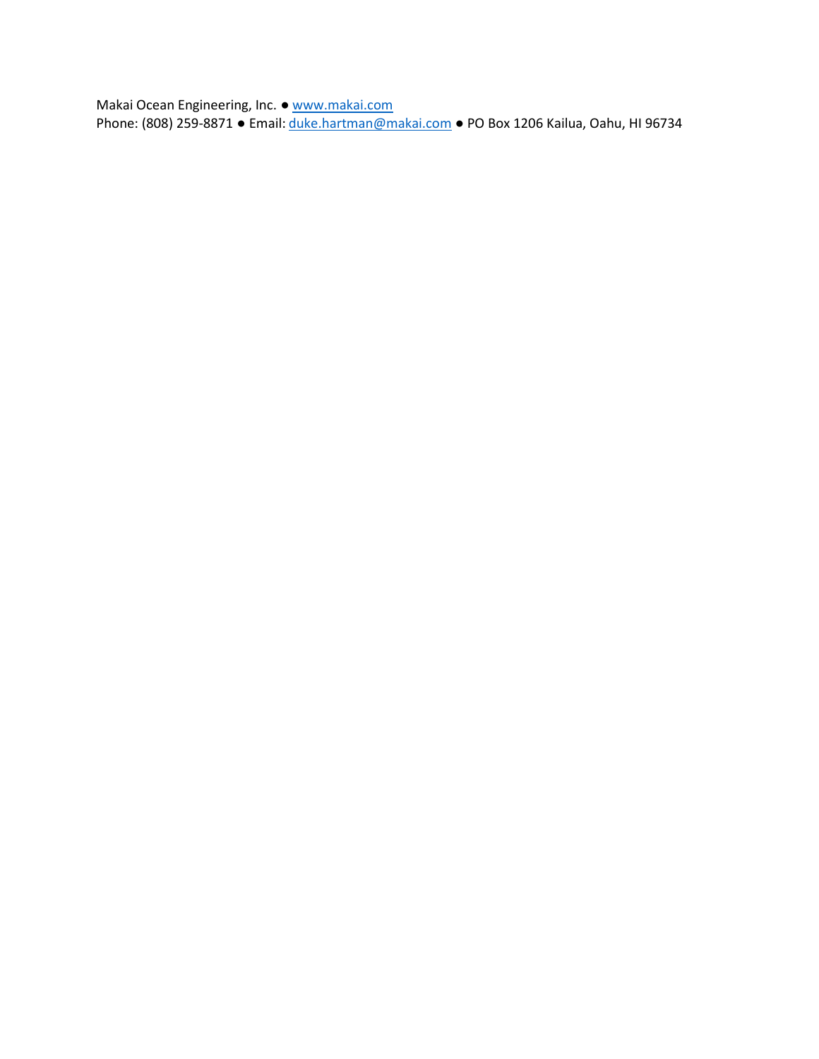Makai Ocean Engineering, Inc. ● [www.makai.com](http://www.makai.com)
Phone: (808) 259-8871 ● Email: [duke.hartman@makai.com](mailto:duke.hartman@makai.com) ● PO Box 1206 Kailua, Oahu, HI 96734